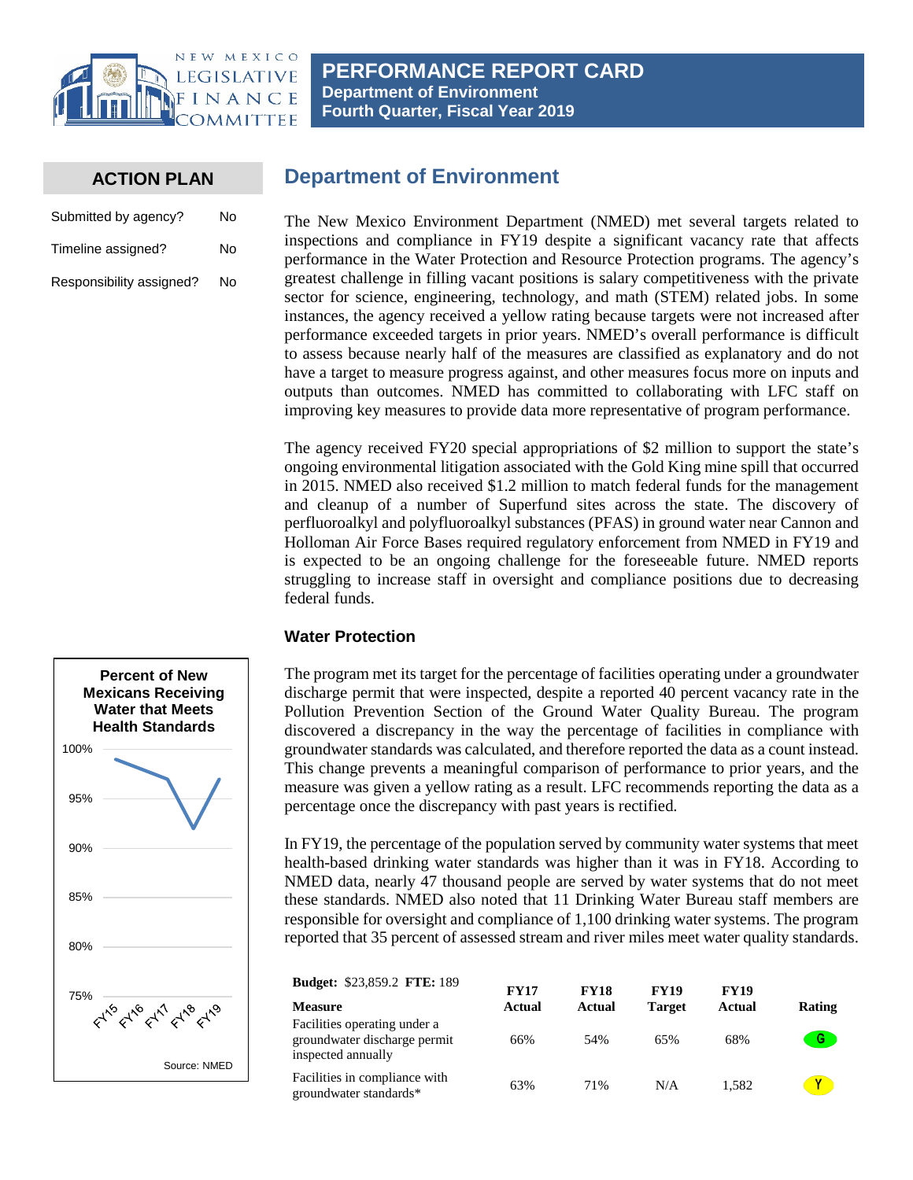# PERFORMANCE REPORT CARD
**Department of Environment**
**Fourth Quarter, Fiscal Year 2019**

## ACTION PLAN

| | |
|---|---|
| Submitted by agency? | No |
| Timeline assigned? | No |
| Responsibility assigned? | No |

## Department of Environment

The New Mexico Environment Department (NMED) met several targets related to inspections and compliance in FY19 despite a significant vacancy rate that affects performance in the Water Protection and Resource Protection programs. The agency's greatest challenge in filling vacant positions is salary competitiveness with the private sector for science, engineering, technology, and math (STEM) related jobs. In some instances, the agency received a yellow rating because targets were not increased after performance exceeded targets in prior years. NMED's overall performance is difficult to assess because nearly half of the measures are classified as explanatory and do not have a target to measure progress against, and other measures focus more on inputs and outputs than outcomes. NMED has committed to collaborating with LFC staff on improving key measures to provide data more representative of program performance.

The agency received FY20 special appropriations of $2 million to support the state's ongoing environmental litigation associated with the Gold King mine spill that occurred in 2015. NMED also received $1.2 million to match federal funds for the management and cleanup of a number of Superfund sites across the state. The discovery of perfluoroalkyl and polyfluoroalkyl substances (PFAS) in ground water near Cannon and Holloman Air Force Bases required regulatory enforcement from NMED in FY19 and is expected to be an ongoing challenge for the foreseeable future. NMED reports struggling to increase staff in oversight and compliance positions due to decreasing federal funds.

### Water Protection

The program met its target for the percentage of facilities operating under a groundwater discharge permit that were inspected, despite a reported 40 percent vacancy rate in the Pollution Prevention Section of the Ground Water Quality Bureau. The program discovered a discrepancy in the way the percentage of facilities in compliance with groundwater standards was calculated, and therefore reported the data as a count instead. This change prevents a meaningful comparison of performance to prior years, and the measure was given a yellow rating as a result. LFC recommends reporting the data as a percentage once the discrepancy with past years is rectified.

In FY19, the percentage of the population served by community water systems that meet health-based drinking water standards was higher than it was in FY18. According to NMED data, nearly 47 thousand people are served by water systems that do not meet these standards. NMED also noted that 11 Drinking Water Bureau staff members are responsible for oversight and compliance of 1,100 drinking water systems. The program reported that 35 percent of assessed stream and river miles meet water quality standards.

**Percent of New Mexicans Receiving Water that Meets Health Standards**

Source: NMED

**Budget:** $23,859.2 **FTE:** 189

| Measure | FY17 Actual | FY18 Actual | FY19 Target | FY19 Actual | Rating |
|---|---|---|---|---|---|
| Facilities operating under a groundwater discharge permit inspected annually | 66% | 54% | 65% | 68% | G |
| Facilities in compliance with groundwater standards* | 63% | 71% | N/A | 1,582 | Y |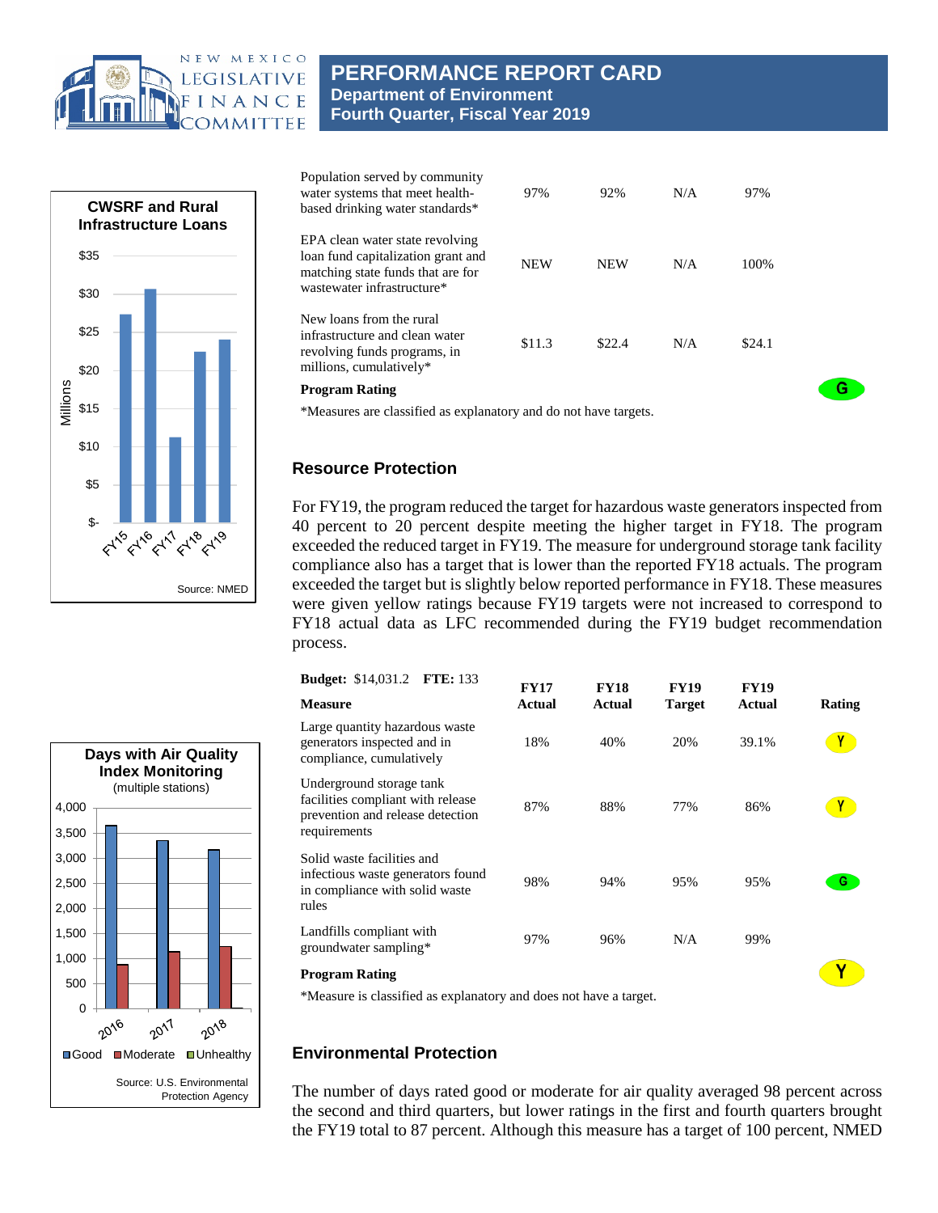# PERFORMANCE REPORT CARD
## Department of Environment
## Fourth Quarter, Fiscal Year 2019

| Measure | FY17 Actual | FY18 Actual | FY19 Target | FY19 Actual | Rating |
|---|---|---|---|---|---|
| Population served by community water systems that meet health-based drinking water standards* | 97% | 92% | N/A | 97% | |
| EPA clean water state revolving loan fund capitalization grant and matching state funds that are for wastewater infrastructure* | NEW | NEW | N/A | 100% | |
| New loans from the rural infrastructure and clean water revolving funds programs, in millions, cumulatively* | $11.3 | $22.4 | N/A | $24.1 | |
| **Program Rating** | | | | | G |

*Measures are classified as explanatory and do not have targets.

**CWSRF and Rural Infrastructure Loans**

| Fiscal Year | Millions |
|---|---|
| FY15 | ~$27 |
| FY16 | ~$31 |
| FY17 | ~$11 |
| FY18 | ~$22 |
| FY19 | ~$24 |

Source: NMED

### Resource Protection

For FY19, the program reduced the target for hazardous waste generators inspected from 40 percent to 20 percent despite meeting the higher target in FY18. The program exceeded the reduced target in FY19. The measure for underground storage tank facility compliance also has a target that is lower than the reported FY18 actuals. The program exceeded the target but is slightly below reported performance in FY18. These measures were given yellow ratings because FY19 targets were not increased to correspond to FY18 actual data as LFC recommended during the FY19 budget recommendation process.

**Budget:** $14,031.2 **FTE:** 133

| Measure | FY17 Actual | FY18 Actual | FY19 Target | FY19 Actual | Rating |
|---|---|---|---|---|---|
| Large quantity hazardous waste generators inspected and in compliance, cumulatively | 18% | 40% | 20% | 39.1% | Y |
| Underground storage tank facilities compliant with release prevention and release detection requirements | 87% | 88% | 77% | 86% | Y |
| Solid waste facilities and infectious waste generators found in compliance with solid waste rules | 98% | 94% | 95% | 95% | G |
| Landfills compliant with groundwater sampling* | 97% | 96% | N/A | 99% | |
| **Program Rating** | | | | | Y |

*Measure is classified as explanatory and does not have a target.

**Days with Air Quality Index Monitoring**
(multiple stations)

| Year | Good | Moderate | Unhealthy |
|---|---|---|---|
| 2016 | ~3,650 | ~900 | ~0 |
| 2017 | ~3,350 | ~1,150 | ~0 |
| 2018 | ~3,150 | ~1,250 | ~10 |

Source: U.S. Environmental Protection Agency

### Environmental Protection

The number of days rated good or moderate for air quality averaged 98 percent across the second and third quarters, but lower ratings in the first and fourth quarters brought the FY19 total to 87 percent. Although this measure has a target of 100 percent, NMED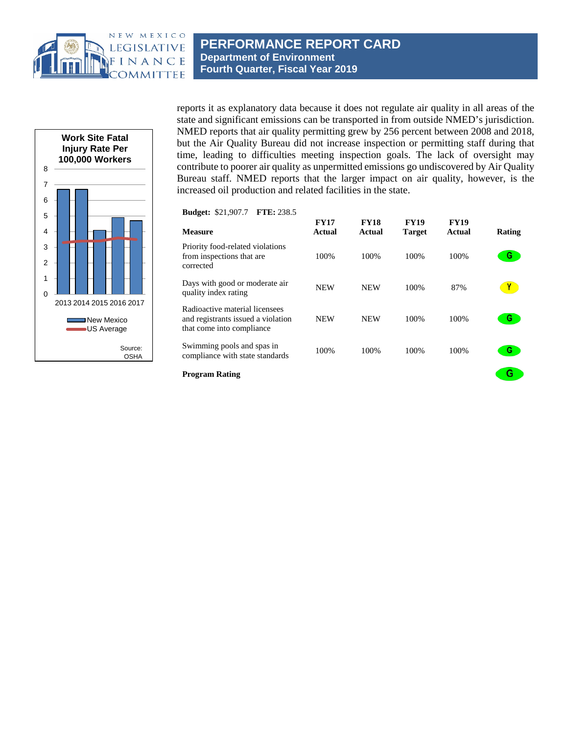reports it as explanatory data because it does not regulate air quality in all areas of the state and significant emissions can be transported in from outside NMED's jurisdiction. NMED reports that air quality permitting grew by 256 percent between 2008 and 2018, but the Air Quality Bureau did not increase inspection or permitting staff during that time, leading to difficulties meeting inspection goals. The lack of oversight may contribute to poorer air quality as unpermitted emissions go undiscovered by Air Quality Bureau staff. NMED reports that the larger impact on air quality, however, is the increased oil production and related facilities in the state.

Work Site Fatal Injury Rate Per 100,000 Workers

8
7
6
5
4
3
2
1
0

2013 2014 2015 2016 2017

New Mexico
US Average

Source: OSHA

**Budget:** $21,907.7 **FTE:** 238.5

| Measure | FY17 Actual | FY18 Actual | FY19 Target | FY19 Actual | Rating |
|---|---|---|---|---|---|
| Priority food-related violations from inspections that are corrected | 100% | 100% | 100% | 100% | G |
| Days with good or moderate air quality index rating | NEW | NEW | 100% | 87% | Y |
| Radioactive material licensees and registrants issued a violation that come into compliance | NEW | NEW | 100% | 100% | G |
| Swimming pools and spas in compliance with state standards | 100% | 100% | 100% | 100% | G |
| **Program Rating** | | | | | G |